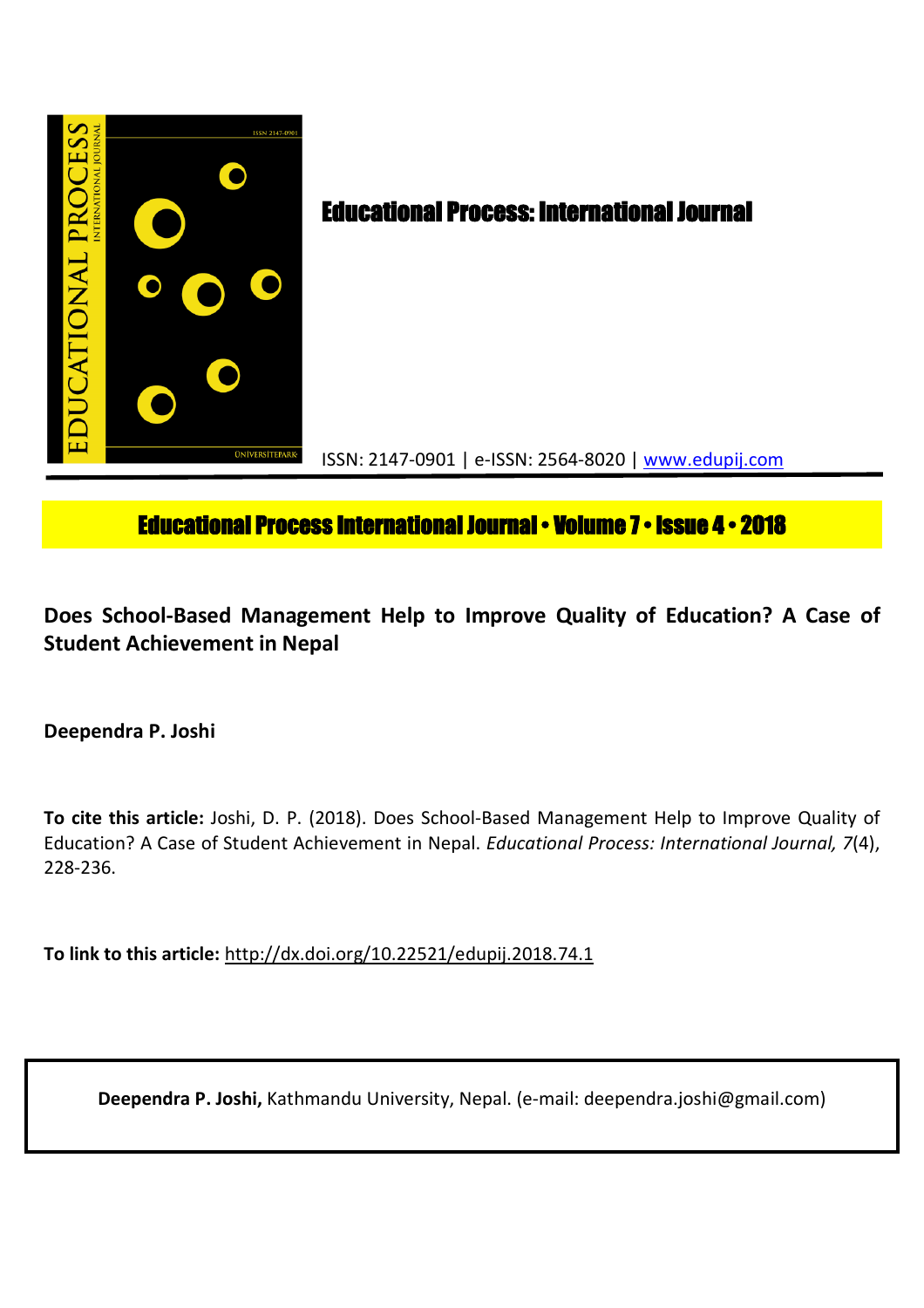# Educational Process: International Journal

ISSN: 2147-0901 | e-ISSN: 2564-8020 | www.edupij.com

**Educational Process International Journal • Volume 7 • Issue 4 • 2018**

## Does School-Based Management Help to Improve Quality of Education? A Case of Student Achievement in Nepal

**Deependra P. Joshi**

**To cite this article:** Joshi, D. P. (2018). Does School-Based Management Help to Improve Quality of Education? A Case of Student Achievement in Nepal. *Educational Process: International Journal, 7*(4), 228-236.

**To link to this article:** http://dx.doi.org/10.22521/edupij.2018.74.1

**Deependra P. Joshi,** Kathmandu University, Nepal. (e-mail: deependra.joshi@gmail.com)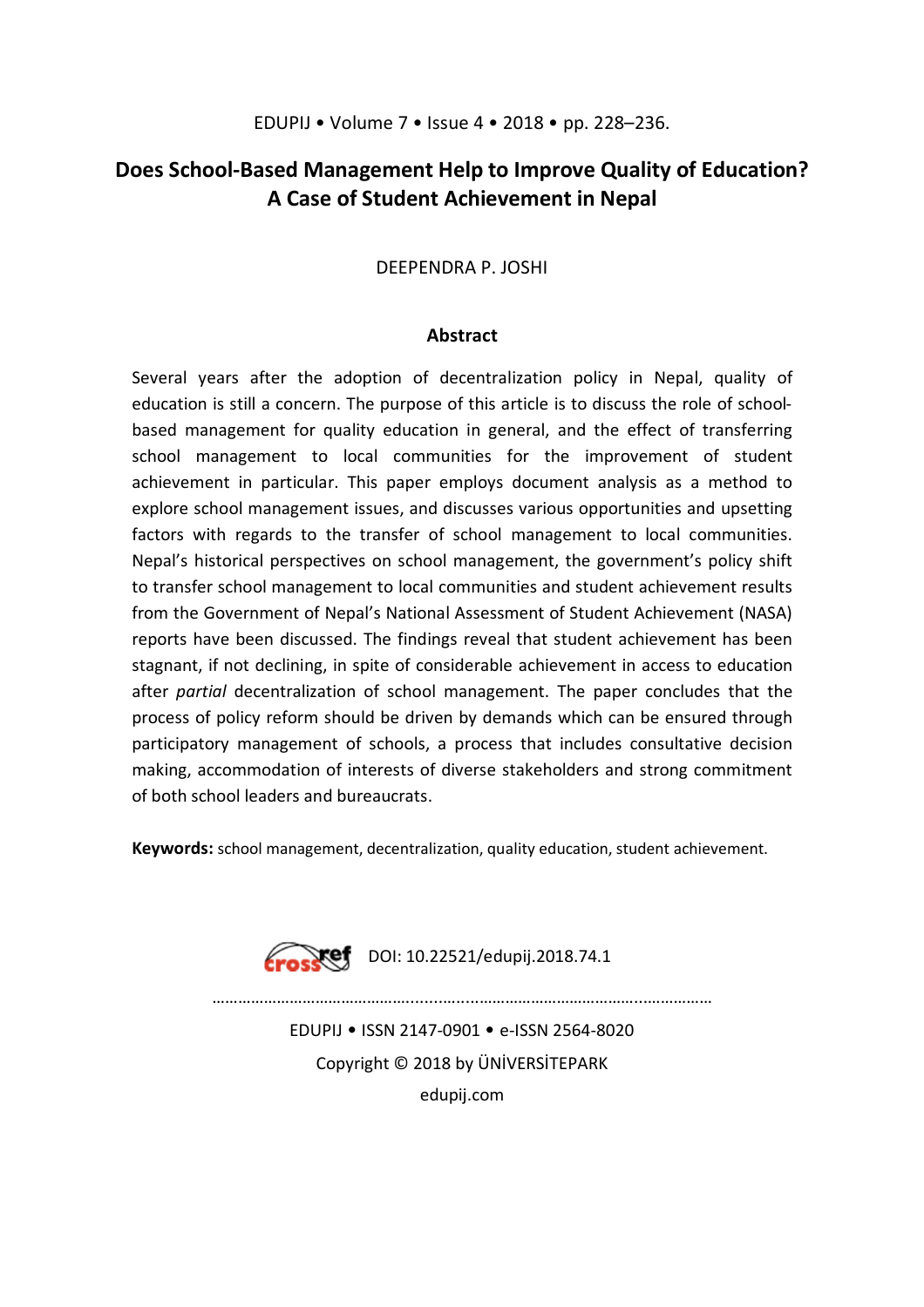# Does School-Based Management Help to Improve Quality of Education? A Case of Student Achievement in Nepal

DEEPENDRA P. JOSHI

## Abstract

Several years after the adoption of decentralization policy in Nepal, quality of education is still a concern. The purpose of this article is to discuss the role of school-based management for quality education in general, and the effect of transferring school management to local communities for the improvement of student achievement in particular. This paper employs document analysis as a method to explore school management issues, and discusses various opportunities and upsetting factors with regards to the transfer of school management to local communities. Nepal's historical perspectives on school management, the government's policy shift to transfer school management to local communities and student achievement results from the Government of Nepal's National Assessment of Student Achievement (NASA) reports have been discussed. The findings reveal that student achievement has been stagnant, if not declining, in spite of considerable achievement in access to education after *partial* decentralization of school management. The paper concludes that the process of policy reform should be driven by demands which can be ensured through participatory management of schools, a process that includes consultative decision making, accommodation of interests of diverse stakeholders and strong commitment of both school leaders and bureaucrats.

**Keywords:** school management, decentralization, quality education, student achievement.

DOI: 10.22521/edupij.2018.74.1

EDUPIJ • ISSN 2147-0901 • e-ISSN 2564-8020

Copyright © 2018 by ÜNİVERSİTEPARK

edupij.com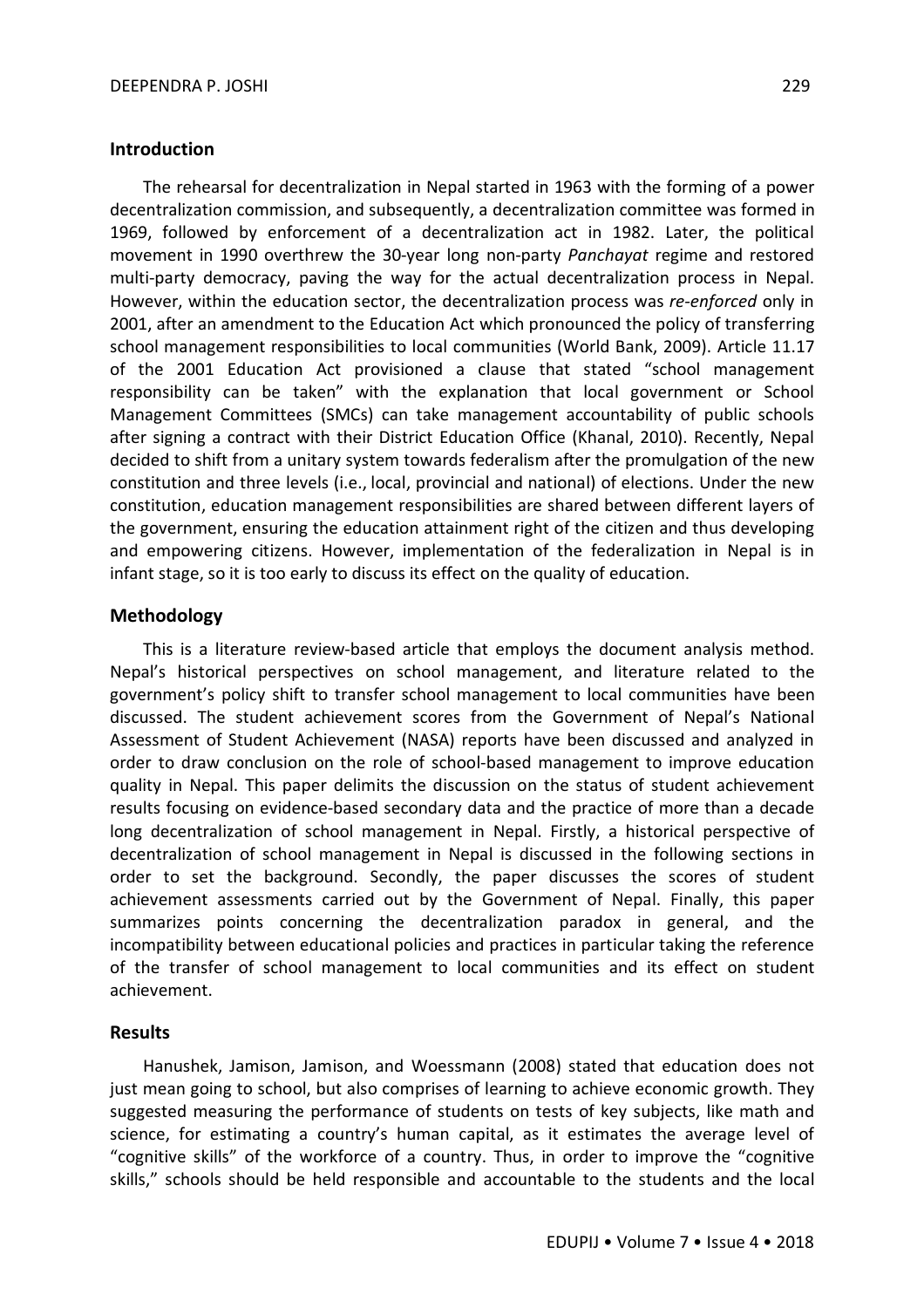## Introduction

The rehearsal for decentralization in Nepal started in 1963 with the forming of a power decentralization commission, and subsequently, a decentralization committee was formed in 1969, followed by enforcement of a decentralization act in 1982. Later, the political movement in 1990 overthrew the 30-year long non-party *Panchayat* regime and restored multi-party democracy, paving the way for the actual decentralization process in Nepal. However, within the education sector, the decentralization process was *re-enforced* only in 2001, after an amendment to the Education Act which pronounced the policy of transferring school management responsibilities to local communities (World Bank, 2009). Article 11.17 of the 2001 Education Act provisioned a clause that stated "school management responsibility can be taken" with the explanation that local government or School Management Committees (SMCs) can take management accountability of public schools after signing a contract with their District Education Office (Khanal, 2010). Recently, Nepal decided to shift from a unitary system towards federalism after the promulgation of the new constitution and three levels (i.e., local, provincial and national) of elections. Under the new constitution, education management responsibilities are shared between different layers of the government, ensuring the education attainment right of the citizen and thus developing and empowering citizens. However, implementation of the federalization in Nepal is in infant stage, so it is too early to discuss its effect on the quality of education.

## Methodology

This is a literature review-based article that employs the document analysis method. Nepal's historical perspectives on school management, and literature related to the government's policy shift to transfer school management to local communities have been discussed. The student achievement scores from the Government of Nepal's National Assessment of Student Achievement (NASA) reports have been discussed and analyzed in order to draw conclusion on the role of school-based management to improve education quality in Nepal. This paper delimits the discussion on the status of student achievement results focusing on evidence-based secondary data and the practice of more than a decade long decentralization of school management in Nepal. Firstly, a historical perspective of decentralization of school management in Nepal is discussed in the following sections in order to set the background. Secondly, the paper discusses the scores of student achievement assessments carried out by the Government of Nepal. Finally, this paper summarizes points concerning the decentralization paradox in general, and the incompatibility between educational policies and practices in particular taking the reference of the transfer of school management to local communities and its effect on student achievement.

## Results

Hanushek, Jamison, Jamison, and Woessmann (2008) stated that education does not just mean going to school, but also comprises of learning to achieve economic growth. They suggested measuring the performance of students on tests of key subjects, like math and science, for estimating a country's human capital, as it estimates the average level of "cognitive skills" of the workforce of a country. Thus, in order to improve the "cognitive skills," schools should be held responsible and accountable to the students and the local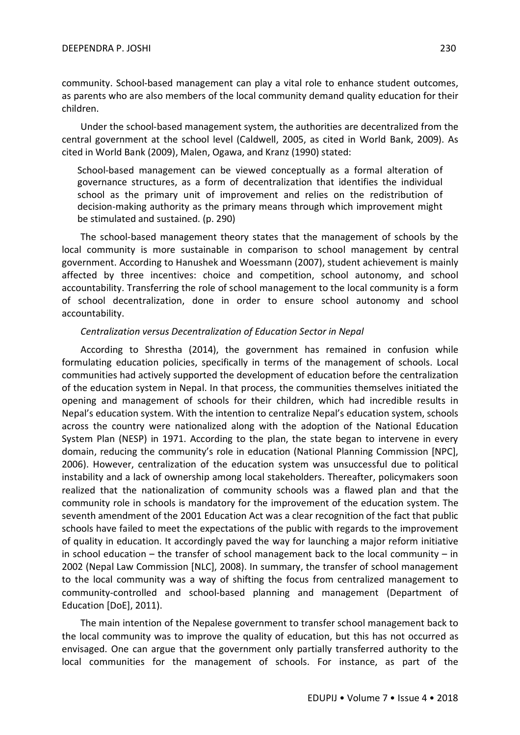community. School-based management can play a vital role to enhance student outcomes, as parents who are also members of the local community demand quality education for their children.

Under the school-based management system, the authorities are decentralized from the central government at the school level (Caldwell, 2005, as cited in World Bank, 2009). As cited in World Bank (2009), Malen, Ogawa, and Kranz (1990) stated:

> School-based management can be viewed conceptually as a formal alteration of governance structures, as a form of decentralization that identifies the individual school as the primary unit of improvement and relies on the redistribution of decision-making authority as the primary means through which improvement might be stimulated and sustained. (p. 290)

The school-based management theory states that the management of schools by the local community is more sustainable in comparison to school management by central government. According to Hanushek and Woessmann (2007), student achievement is mainly affected by three incentives: choice and competition, school autonomy, and school accountability. Transferring the role of school management to the local community is a form of school decentralization, done in order to ensure school autonomy and school accountability.

*Centralization versus Decentralization of Education Sector in Nepal*

According to Shrestha (2014), the government has remained in confusion while formulating education policies, specifically in terms of the management of schools. Local communities had actively supported the development of education before the centralization of the education system in Nepal. In that process, the communities themselves initiated the opening and management of schools for their children, which had incredible results in Nepal's education system. With the intention to centralize Nepal's education system, schools across the country were nationalized along with the adoption of the National Education System Plan (NESP) in 1971. According to the plan, the state began to intervene in every domain, reducing the community's role in education (National Planning Commission [NPC], 2006). However, centralization of the education system was unsuccessful due to political instability and a lack of ownership among local stakeholders. Thereafter, policymakers soon realized that the nationalization of community schools was a flawed plan and that the community role in schools is mandatory for the improvement of the education system. The seventh amendment of the 2001 Education Act was a clear recognition of the fact that public schools have failed to meet the expectations of the public with regards to the improvement of quality in education. It accordingly paved the way for launching a major reform initiative in school education – the transfer of school management back to the local community – in 2002 (Nepal Law Commission [NLC], 2008). In summary, the transfer of school management to the local community was a way of shifting the focus from centralized management to community-controlled and school-based planning and management (Department of Education [DoE], 2011).

The main intention of the Nepalese government to transfer school management back to the local community was to improve the quality of education, but this has not occurred as envisaged. One can argue that the government only partially transferred authority to the local communities for the management of schools. For instance, as part of the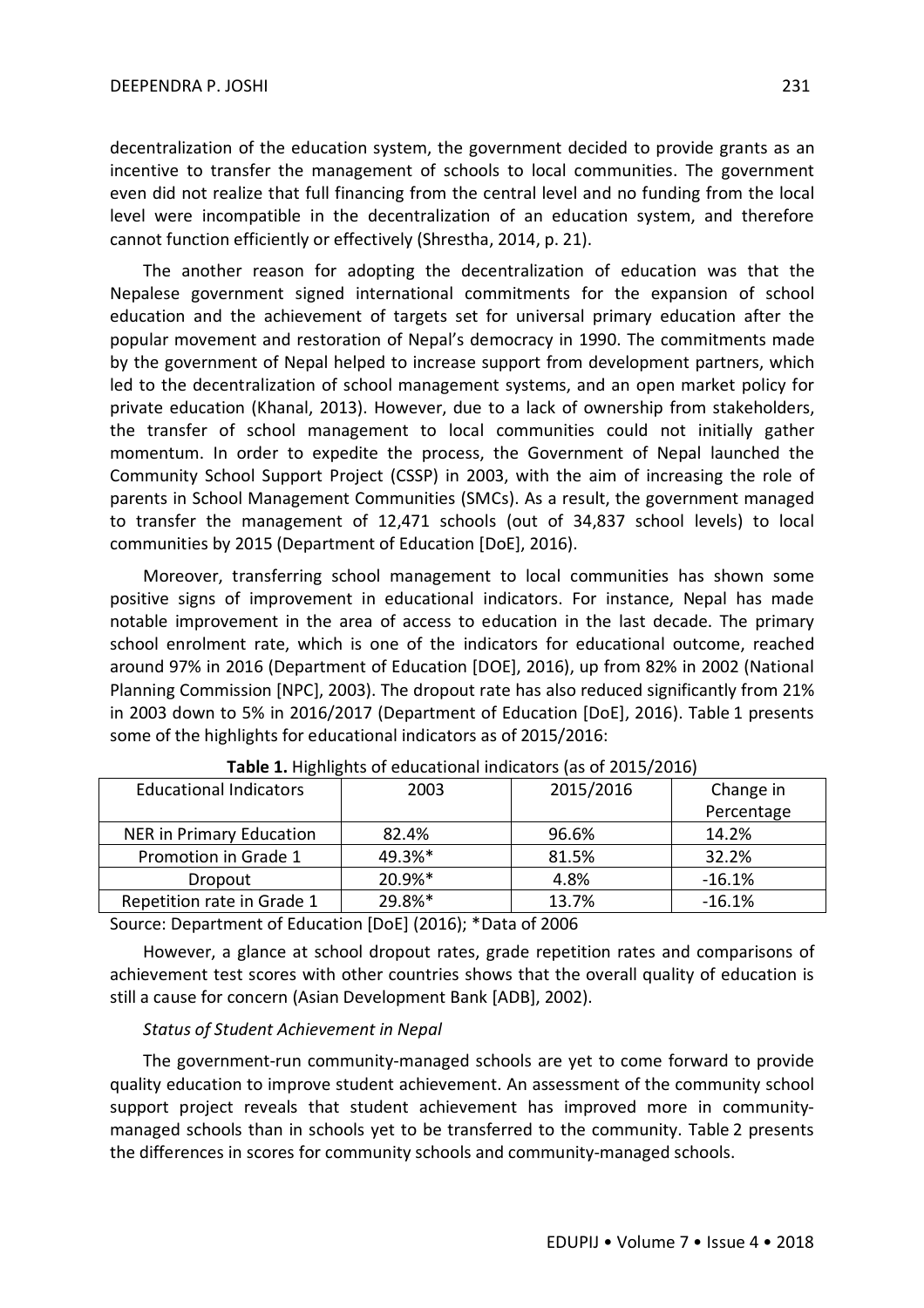decentralization of the education system, the government decided to provide grants as an incentive to transfer the management of schools to local communities. The government even did not realize that full financing from the central level and no funding from the local level were incompatible in the decentralization of an education system, and therefore cannot function efficiently or effectively (Shrestha, 2014, p. 21).

The another reason for adopting the decentralization of education was that the Nepalese government signed international commitments for the expansion of school education and the achievement of targets set for universal primary education after the popular movement and restoration of Nepal's democracy in 1990. The commitments made by the government of Nepal helped to increase support from development partners, which led to the decentralization of school management systems, and an open market policy for private education (Khanal, 2013). However, due to a lack of ownership from stakeholders, the transfer of school management to local communities could not initially gather momentum. In order to expedite the process, the Government of Nepal launched the Community School Support Project (CSSP) in 2003, with the aim of increasing the role of parents in School Management Communities (SMCs). As a result, the government managed to transfer the management of 12,471 schools (out of 34,837 school levels) to local communities by 2015 (Department of Education [DoE], 2016).

Moreover, transferring school management to local communities has shown some positive signs of improvement in educational indicators. For instance, Nepal has made notable improvement in the area of access to education in the last decade. The primary school enrolment rate, which is one of the indicators for educational outcome, reached around 97% in 2016 (Department of Education [DOE], 2016), up from 82% in 2002 (National Planning Commission [NPC], 2003). The dropout rate has also reduced significantly from 21% in 2003 down to 5% in 2016/2017 (Department of Education [DoE], 2016). Table 1 presents some of the highlights for educational indicators as of 2015/2016:

**Table 1.** Highlights of educational indicators (as of 2015/2016)

| Educational Indicators | 2003 | 2015/2016 | Change in Percentage |
|---|---|---|---|
| NER in Primary Education | 82.4% | 96.6% | 14.2% |
| Promotion in Grade 1 | 49.3%* | 81.5% | 32.2% |
| Dropout | 20.9%* | 4.8% | -16.1% |
| Repetition rate in Grade 1 | 29.8%* | 13.7% | -16.1% |

Source: Department of Education [DoE] (2016); *Data of 2006

However, a glance at school dropout rates, grade repetition rates and comparisons of achievement test scores with other countries shows that the overall quality of education is still a cause for concern (Asian Development Bank [ADB], 2002).

*Status of Student Achievement in Nepal*

The government-run community-managed schools are yet to come forward to provide quality education to improve student achievement. An assessment of the community school support project reveals that student achievement has improved more in community-managed schools than in schools yet to be transferred to the community. Table 2 presents the differences in scores for community schools and community-managed schools.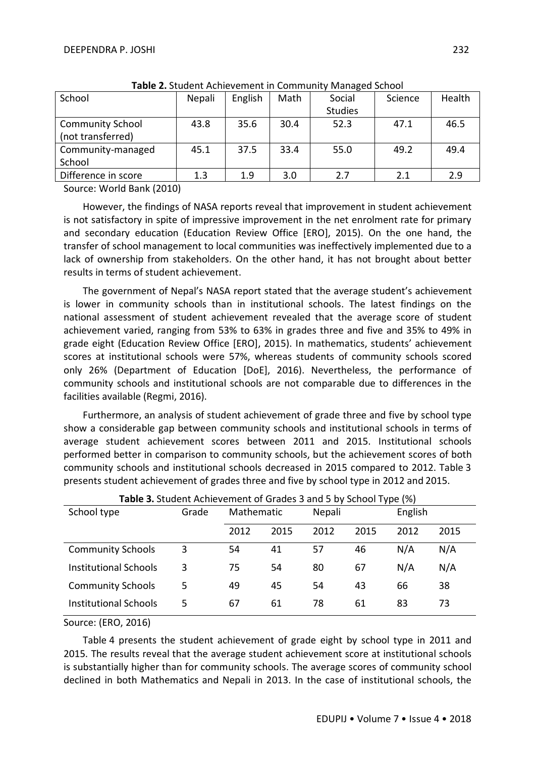**Table 2.** Student Achievement in Community Managed School

| School | Nepali | English | Math | Social Studies | Science | Health |
|---|---|---|---|---|---|---|
| Community School (not transferred) | 43.8 | 35.6 | 30.4 | 52.3 | 47.1 | 46.5 |
| Community-managed School | 45.1 | 37.5 | 33.4 | 55.0 | 49.2 | 49.4 |
| Difference in score | 1.3 | 1.9 | 3.0 | 2.7 | 2.1 | 2.9 |

Source: World Bank (2010)

However, the findings of NASA reports reveal that improvement in student achievement is not satisfactory in spite of impressive improvement in the net enrolment rate for primary and secondary education (Education Review Office [ERO], 2015). On the one hand, the transfer of school management to local communities was ineffectively implemented due to a lack of ownership from stakeholders. On the other hand, it has not brought about better results in terms of student achievement.

The government of Nepal's NASA report stated that the average student's achievement is lower in community schools than in institutional schools. The latest findings on the national assessment of student achievement revealed that the average score of student achievement varied, ranging from 53% to 63% in grades three and five and 35% to 49% in grade eight (Education Review Office [ERO], 2015). In mathematics, students' achievement scores at institutional schools were 57%, whereas students of community schools scored only 26% (Department of Education [DoE], 2016). Nevertheless, the performance of community schools and institutional schools are not comparable due to differences in the facilities available (Regmi, 2016).

Furthermore, an analysis of student achievement of grade three and five by school type show a considerable gap between community schools and institutional schools in terms of average student achievement scores between 2011 and 2015. Institutional schools performed better in comparison to community schools, but the achievement scores of both community schools and institutional schools decreased in 2015 compared to 2012. Table 3 presents student achievement of grades three and five by school type in 2012 and 2015.

**Table 3.** Student Achievement of Grades 3 and 5 by School Type (%)

| School type | Grade | Mathematic | | Nepali | | English | |
|---|---|---|---|---|---|---|---|
| | | 2012 | 2015 | 2012 | 2015 | 2012 | 2015 |
| Community Schools | 3 | 54 | 41 | 57 | 46 | N/A | N/A |
| Institutional Schools | 3 | 75 | 54 | 80 | 67 | N/A | N/A |
| Community Schools | 5 | 49 | 45 | 54 | 43 | 66 | 38 |
| Institutional Schools | 5 | 67 | 61 | 78 | 61 | 83 | 73 |

Source: (ERO, 2016)

Table 4 presents the student achievement of grade eight by school type in 2011 and 2015. The results reveal that the average student achievement score at institutional schools is substantially higher than for community schools. The average scores of community school declined in both Mathematics and Nepali in 2013. In the case of institutional schools, the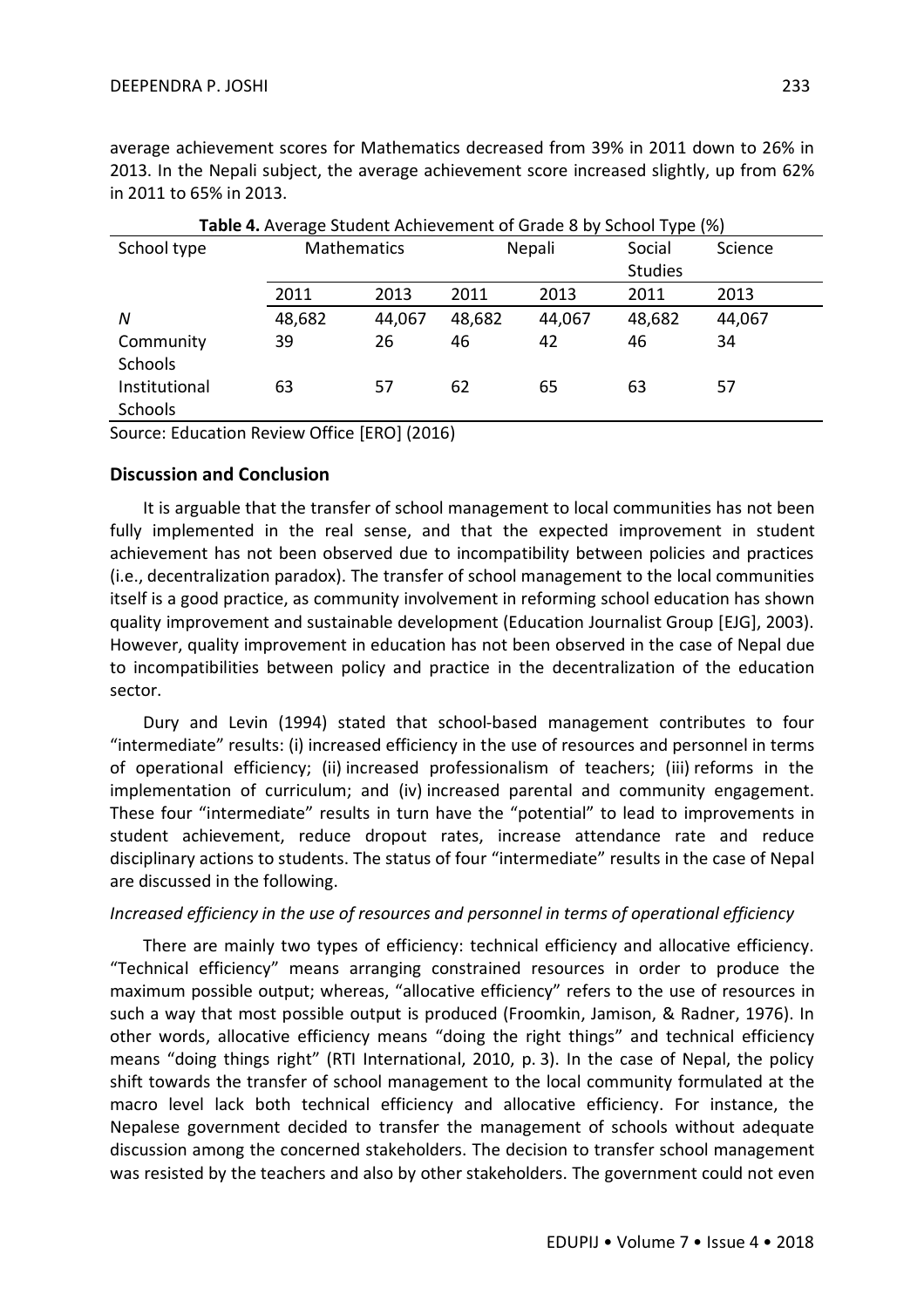average achievement scores for Mathematics decreased from 39% in 2011 down to 26% in 2013. In the Nepali subject, the average achievement score increased slightly, up from 62% in 2011 to 65% in 2013.

**Table 4.** Average Student Achievement of Grade 8 by School Type (%)

| School type | Mathematics | | Nepali | | Social Studies | Science |
|---|---|---|---|---|---|---|
| | 2011 | 2013 | 2011 | 2013 | 2011 | 2013 |
| *N* | 48,682 | 44,067 | 48,682 | 44,067 | 48,682 | 44,067 |
| Community Schools | 39 | 26 | 46 | 42 | 46 | 34 |
| Institutional Schools | 63 | 57 | 62 | 65 | 63 | 57 |

Source: Education Review Office [ERO] (2016)

## Discussion and Conclusion

It is arguable that the transfer of school management to local communities has not been fully implemented in the real sense, and that the expected improvement in student achievement has not been observed due to incompatibility between policies and practices (i.e., decentralization paradox). The transfer of school management to the local communities itself is a good practice, as community involvement in reforming school education has shown quality improvement and sustainable development (Education Journalist Group [EJG], 2003). However, quality improvement in education has not been observed in the case of Nepal due to incompatibilities between policy and practice in the decentralization of the education sector.

Dury and Levin (1994) stated that school-based management contributes to four "intermediate" results: (i) increased efficiency in the use of resources and personnel in terms of operational efficiency; (ii) increased professionalism of teachers; (iii) reforms in the implementation of curriculum; and (iv) increased parental and community engagement. These four "intermediate" results in turn have the "potential" to lead to improvements in student achievement, reduce dropout rates, increase attendance rate and reduce disciplinary actions to students. The status of four "intermediate" results in the case of Nepal are discussed in the following.

### *Increased efficiency in the use of resources and personnel in terms of operational efficiency*

There are mainly two types of efficiency: technical efficiency and allocative efficiency. "Technical efficiency" means arranging constrained resources in order to produce the maximum possible output; whereas, "allocative efficiency" refers to the use of resources in such a way that most possible output is produced (Froomkin, Jamison, & Radner, 1976). In other words, allocative efficiency means "doing the right things" and technical efficiency means "doing things right" (RTI International, 2010, p. 3). In the case of Nepal, the policy shift towards the transfer of school management to the local community formulated at the macro level lack both technical efficiency and allocative efficiency. For instance, the Nepalese government decided to transfer the management of schools without adequate discussion among the concerned stakeholders. The decision to transfer school management was resisted by the teachers and also by other stakeholders. The government could not even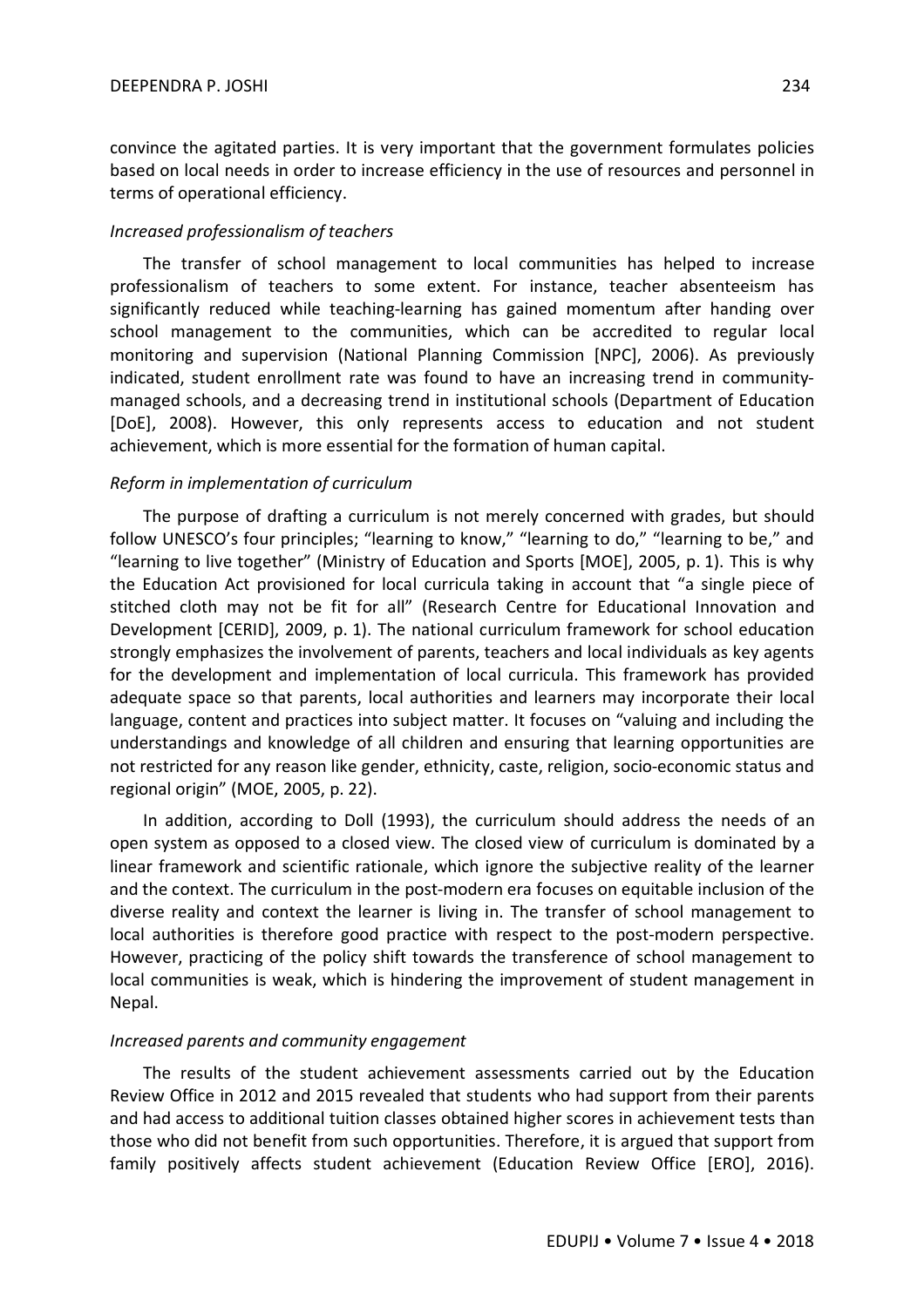convince the agitated parties. It is very important that the government formulates policies based on local needs in order to increase efficiency in the use of resources and personnel in terms of operational efficiency.

*Increased professionalism of teachers*

The transfer of school management to local communities has helped to increase professionalism of teachers to some extent. For instance, teacher absenteeism has significantly reduced while teaching-learning has gained momentum after handing over school management to the communities, which can be accredited to regular local monitoring and supervision (National Planning Commission [NPC], 2006). As previously indicated, student enrollment rate was found to have an increasing trend in community-managed schools, and a decreasing trend in institutional schools (Department of Education [DoE], 2008). However, this only represents access to education and not student achievement, which is more essential for the formation of human capital.

*Reform in implementation of curriculum*

The purpose of drafting a curriculum is not merely concerned with grades, but should follow UNESCO's four principles; "learning to know," "learning to do," "learning to be," and "learning to live together" (Ministry of Education and Sports [MOE], 2005, p. 1). This is why the Education Act provisioned for local curricula taking in account that "a single piece of stitched cloth may not be fit for all" (Research Centre for Educational Innovation and Development [CERID], 2009, p. 1). The national curriculum framework for school education strongly emphasizes the involvement of parents, teachers and local individuals as key agents for the development and implementation of local curricula. This framework has provided adequate space so that parents, local authorities and learners may incorporate their local language, content and practices into subject matter. It focuses on "valuing and including the understandings and knowledge of all children and ensuring that learning opportunities are not restricted for any reason like gender, ethnicity, caste, religion, socio-economic status and regional origin" (MOE, 2005, p. 22).

In addition, according to Doll (1993), the curriculum should address the needs of an open system as opposed to a closed view. The closed view of curriculum is dominated by a linear framework and scientific rationale, which ignore the subjective reality of the learner and the context. The curriculum in the post-modern era focuses on equitable inclusion of the diverse reality and context the learner is living in. The transfer of school management to local authorities is therefore good practice with respect to the post-modern perspective. However, practicing of the policy shift towards the transference of school management to local communities is weak, which is hindering the improvement of student management in Nepal.

*Increased parents and community engagement*

The results of the student achievement assessments carried out by the Education Review Office in 2012 and 2015 revealed that students who had support from their parents and had access to additional tuition classes obtained higher scores in achievement tests than those who did not benefit from such opportunities. Therefore, it is argued that support from family positively affects student achievement (Education Review Office [ERO], 2016).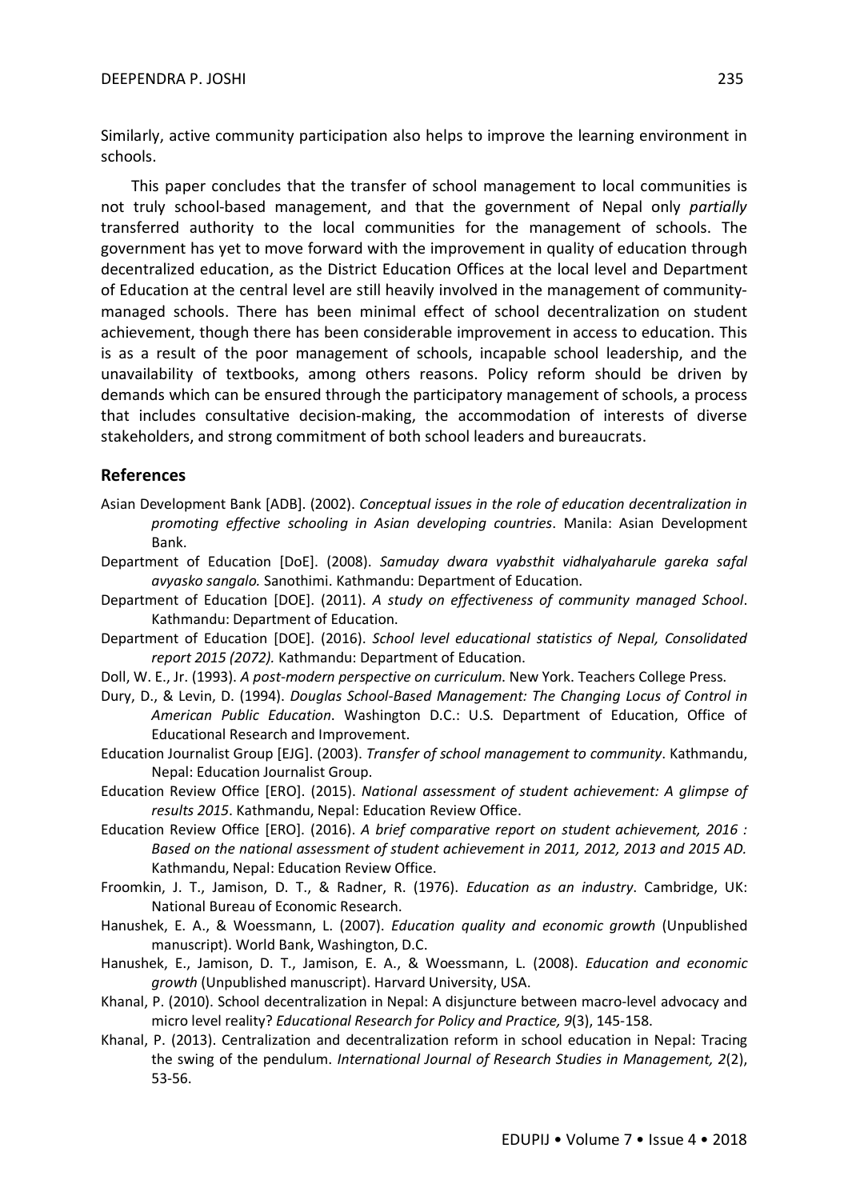Similarly, active community participation also helps to improve the learning environment in schools.

This paper concludes that the transfer of school management to local communities is not truly school-based management, and that the government of Nepal only *partially* transferred authority to the local communities for the management of schools. The government has yet to move forward with the improvement in quality of education through decentralized education, as the District Education Offices at the local level and Department of Education at the central level are still heavily involved in the management of community-managed schools. There has been minimal effect of school decentralization on student achievement, though there has been considerable improvement in access to education. This is as a result of the poor management of schools, incapable school leadership, and the unavailability of textbooks, among others reasons. Policy reform should be driven by demands which can be ensured through the participatory management of schools, a process that includes consultative decision-making, the accommodation of interests of diverse stakeholders, and strong commitment of both school leaders and bureaucrats.

## References

Asian Development Bank [ADB]. (2002). *Conceptual issues in the role of education decentralization in promoting effective schooling in Asian developing countries*. Manila: Asian Development Bank.

Department of Education [DoE]. (2008). *Samuday dwara vyabsthit vidhalyaharule gareka safal avyasko sangalo.* Sanothimi. Kathmandu: Department of Education.

Department of Education [DOE]. (2011). *A study on effectiveness of community managed School*. Kathmandu: Department of Education.

Department of Education [DOE]. (2016). *School level educational statistics of Nepal, Consolidated report 2015 (2072).* Kathmandu: Department of Education.

Doll, W. E., Jr. (1993). *A post-modern perspective on curriculum.* New York. Teachers College Press.

Dury, D., & Levin, D. (1994). *Douglas School-Based Management: The Changing Locus of Control in American Public Education*. Washington D.C.: U.S. Department of Education, Office of Educational Research and Improvement.

Education Journalist Group [EJG]. (2003). *Transfer of school management to community*. Kathmandu, Nepal: Education Journalist Group.

Education Review Office [ERO]. (2015). *National assessment of student achievement: A glimpse of results 2015*. Kathmandu, Nepal: Education Review Office.

Education Review Office [ERO]. (2016). *A brief comparative report on student achievement, 2016 : Based on the national assessment of student achievement in 2011, 2012, 2013 and 2015 AD.* Kathmandu, Nepal: Education Review Office.

Froomkin, J. T., Jamison, D. T., & Radner, R. (1976). *Education as an industry*. Cambridge, UK: National Bureau of Economic Research.

Hanushek, E. A., & Woessmann, L. (2007). *Education quality and economic growth* (Unpublished manuscript). World Bank, Washington, D.C.

Hanushek, E., Jamison, D. T., Jamison, E. A., & Woessmann, L. (2008). *Education and economic growth* (Unpublished manuscript). Harvard University, USA.

Khanal, P. (2010). School decentralization in Nepal: A disjuncture between macro-level advocacy and micro level reality? *Educational Research for Policy and Practice, 9*(3), 145-158.

Khanal, P. (2013). Centralization and decentralization reform in school education in Nepal: Tracing the swing of the pendulum. *International Journal of Research Studies in Management, 2*(2), 53-56.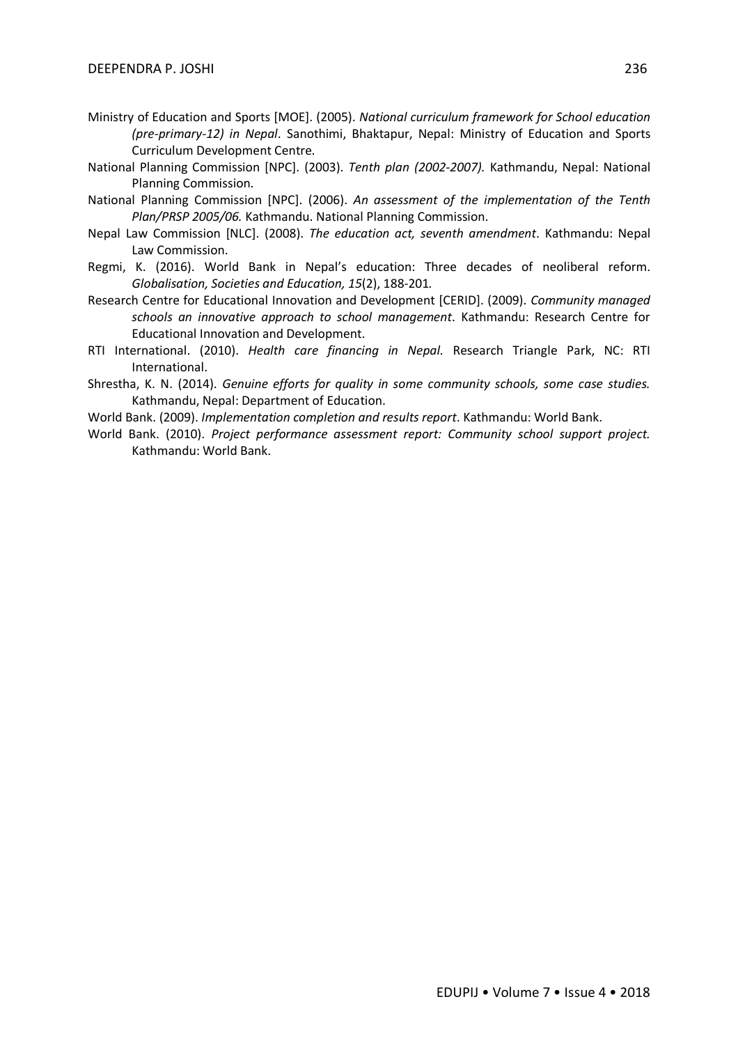Ministry of Education and Sports [MOE]. (2005). *National curriculum framework for School education (pre-primary-12) in Nepal*. Sanothimi, Bhaktapur, Nepal: Ministry of Education and Sports Curriculum Development Centre.

National Planning Commission [NPC]. (2003). *Tenth plan (2002-2007).* Kathmandu, Nepal: National Planning Commission.

National Planning Commission [NPC]. (2006). *An assessment of the implementation of the Tenth Plan/PRSP 2005/06.* Kathmandu. National Planning Commission.

Nepal Law Commission [NLC]. (2008). *The education act, seventh amendment*. Kathmandu: Nepal Law Commission.

Regmi, K. (2016). World Bank in Nepal's education: Three decades of neoliberal reform. *Globalisation, Societies and Education, 15*(2), 188-201.

Research Centre for Educational Innovation and Development [CERID]. (2009). *Community managed schools an innovative approach to school management*. Kathmandu: Research Centre for Educational Innovation and Development.

RTI International. (2010). *Health care financing in Nepal.* Research Triangle Park, NC: RTI International.

Shrestha, K. N. (2014). *Genuine efforts for quality in some community schools, some case studies.* Kathmandu, Nepal: Department of Education.

World Bank. (2009). *Implementation completion and results report*. Kathmandu: World Bank.

World Bank. (2010). *Project performance assessment report: Community school support project.* Kathmandu: World Bank.